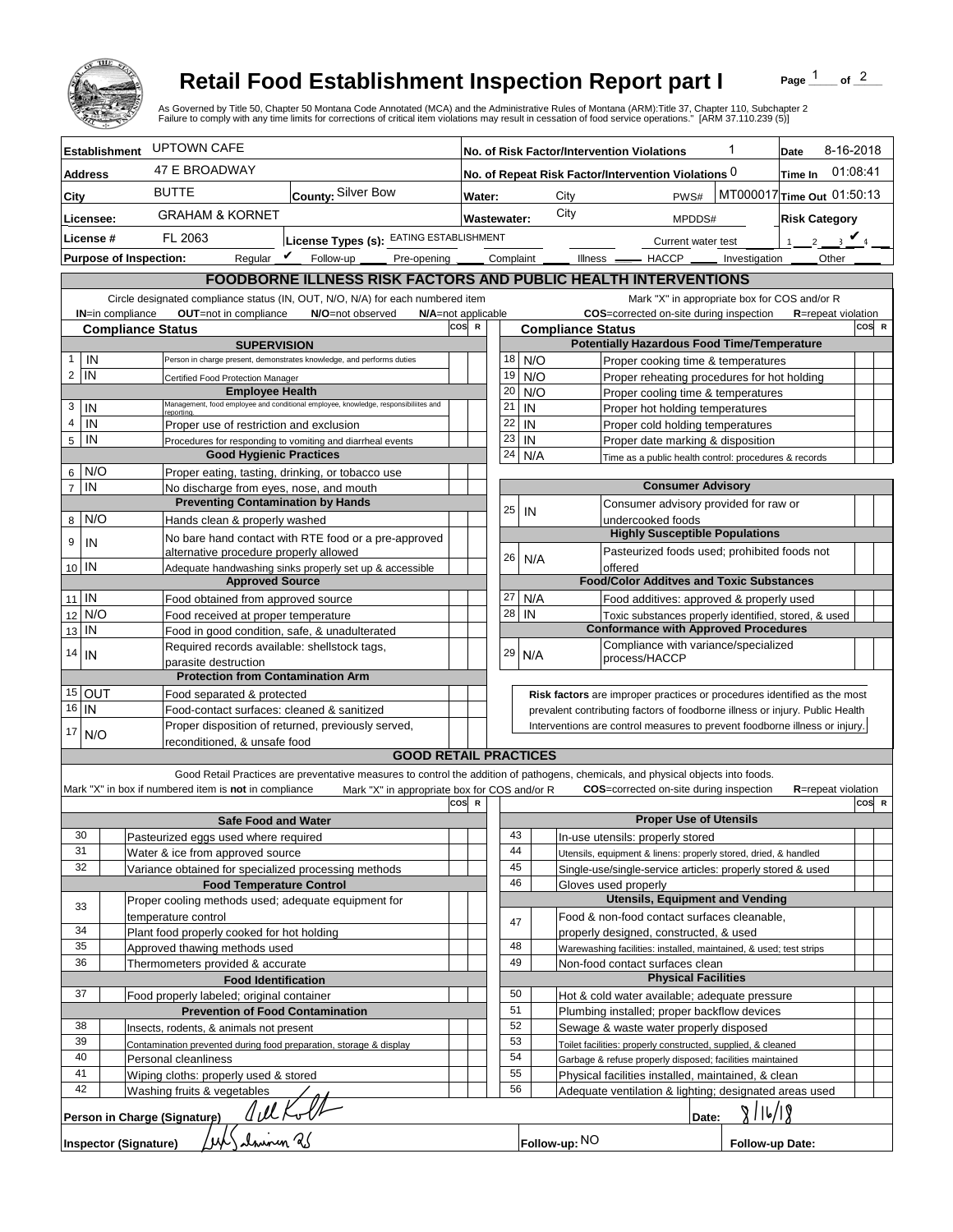# Retail Food Establishment Inspection Report part I

As Governed by Title 50, Chapter 50 Montana Code Annotated (MCA) and the Administrative Rules of Montana (ARM):Title 37, Chapter 110, Subchapter 2
Failure to comply with any time limits for corrections of critical item violations may result in cessation of food service operations." [ARM 37.110.239 (5)]

| | | | |
|---|---|---|---|
| **Establishment** UPTOWN CAFE | | **No. of Risk Factor/Intervention Violations** 1 | **Date** 8-16-2018 |
| **Address** 47 E BROADWAY | | **No. of Repeat Risk Factor/Intervention Violations** 0 | **Time In** 01:08:41 |
| **City** BUTTE | **County:** Silver Bow | **Water:** City PWS# MT000017 | **Time Out** 01:50:13 |
| **Licensee:** GRAHAM & KORNET | | **Wastewater:** City MPDDS# | **Risk Category** |
| **License #** FL 2063 | **License Types (s):** EATING ESTABLISHMENT | Current water test | 1 __ 2 __ 3 ✔ 4 __ |
| **Purpose of Inspection:** Regular ✔ Follow-up ____ Pre-opening ____ Complaint ____ Illness ____ HACCP ____ Investigation ____ Other ____ | | | |

## FOODBORNE ILLNESS RISK FACTORS AND PUBLIC HEALTH INTERVENTIONS

Circle designated compliance status (IN, OUT, N/O, N/A) for each numbered item — **IN**=in compliance **OUT**=not in compliance **N/O**=not observed **N/A**=not applicable

Mark "X" in appropriate box for COS and/or R — **COS**=corrected on-site during inspection **R**=repeat violation

| # | Compliance Status | Item | COS | R |
|---|---|---|---|---|
| | | **Supervision** | | |
| 1 | IN | Person in charge present, demonstrates knowledge, and performs duties | | |
| 2 | IN | Certified Food Protection Manager | | |
| | | **Employee Health** | | |
| 3 | IN | Management, food employee and conditional employee, knowledge, responsibilities and reporting. | | |
| 4 | IN | Proper use of restriction and exclusion | | |
| 5 | IN | Procedures for responding to vomiting and diarrheal events | | |
| | | **Good Hygienic Practices** | | |
| 6 | N/O | Proper eating, tasting, drinking, or tobacco use | | |
| 7 | IN | No discharge from eyes, nose, and mouth | | |
| | | **Preventing Contamination by Hands** | | |
| 8 | N/O | Hands clean & properly washed | | |
| 9 | IN | No bare hand contact with RTE food or a pre-approved alternative procedure properly allowed | | |
| 10 | IN | Adequate handwashing sinks properly set up & accessible | | |
| | | **Approved Source** | | |
| 11 | IN | Food obtained from approved source | | |
| 12 | N/O | Food received at proper temperature | | |
| 13 | IN | Food in good condition, safe, & unadulterated | | |
| 14 | IN | Required records available: shellstock tags, parasite destruction | | |
| | | **Protection from Contamination Arm** | | |
| 15 | OUT | Food separated & protected | | |
| 16 | IN | Food-contact surfaces: cleaned & sanitized | | |
| 17 | N/O | Proper disposition of returned, previously served, reconditioned, & unsafe food | | |
| | | **Potentially Hazardous Food Time/Temperature** | | |
| 18 | N/O | Proper cooking time & temperatures | | |
| 19 | N/O | Proper reheating procedures for hot holding | | |
| 20 | N/O | Proper cooling time & temperatures | | |
| 21 | IN | Proper hot holding temperatures | | |
| 22 | IN | Proper cold holding temperatures | | |
| 23 | IN | Proper date marking & disposition | | |
| 24 | N/A | Time as a public health control: procedures & records | | |
| | | **Consumer Advisory** | | |
| 25 | IN | Consumer advisory provided for raw or undercooked foods | | |
| | | **Highly Susceptible Populations** | | |
| 26 | N/A | Pasteurized foods used; prohibited foods not offered | | |
| | | **Food/Color Additves and Toxic Substances** | | |
| 27 | N/A | Food additives: approved & properly used | | |
| 28 | IN | Toxic substances properly identified, stored, & used | | |
| | | **Conformance with Approved Procedures** | | |
| 29 | N/A | Compliance with variance/specialized process/HACCP | | |

**Risk factors** are improper practices or procedures identified as the most prevalent contributing factors of foodborne illness or injury. Public Health Interventions are control measures to prevent foodborne illness or injury.

## GOOD RETAIL PRACTICES

Good Retail Practices are preventative measures to control the addition of pathogens, chemicals, and physical objects into foods.

Mark "X" in box if numbered item is **not** in compliance — Mark "X" in appropriate box for COS and/or R — **COS**=corrected on-site during inspection **R**=repeat violation

| # | X | Item | COS | R |
|---|---|---|---|---|
| | | **Safe Food and Water** | | |
| 30 | | Pasteurized eggs used where required | | |
| 31 | | Water & ice from approved source | | |
| 32 | | Variance obtained for specialized processing methods | | |
| | | **Food Temperature Control** | | |
| 33 | | Proper cooling methods used; adequate equipment for temperature control | | |
| 34 | | Plant food properly cooked for hot holding | | |
| 35 | | Approved thawing methods used | | |
| 36 | | Thermometers provided & accurate | | |
| | | **Food Identification** | | |
| 37 | | Food properly labeled; original container | | |
| | | **Prevention of Food Contamination** | | |
| 38 | | Insects, rodents, & animals not present | | |
| 39 | | Contamination prevented during food preparation, storage & display | | |
| 40 | | Personal cleanliness | | |
| 41 | | Wiping cloths: properly used & stored | | |
| 42 | | Washing fruits & vegetables | | |
| | | **Proper Use of Utensils** | | |
| 43 | | In-use utensils: properly stored | | |
| 44 | | Utensils, equipment & linens: properly stored, dried, & handled | | |
| 45 | | Single-use/single-service articles: properly stored & used | | |
| 46 | | Gloves used properly | | |
| | | **Utensils, Equipment and Vending** | | |
| 47 | | Food & non-food contact surfaces cleanable, properly designed, constructed, & used | | |
| 48 | | Warewashing facilities: installed, maintained, & used; test strips | | |
| 49 | | Non-food contact surfaces clean | | |
| | | **Physical Facilities** | | |
| 50 | | Hot & cold water available; adequate pressure | | |
| 51 | | Plumbing installed; proper backflow devices | | |
| 52 | | Sewage & waste water properly disposed | | |
| 53 | | Toilet facilities: properly constructed, supplied, & cleaned | | |
| 54 | | Garbage & refuse properly disposed; facilities maintained | | |
| 55 | | Physical facilities installed, maintained, & clean | | |
| 56 | | Adequate ventilation & lighting; designated areas used | | |

**Person in Charge (Signature)** [signature] **Date:** 8/16/18

**Inspector (Signature)** [signature] **Follow-up:** NO **Follow-up Date:**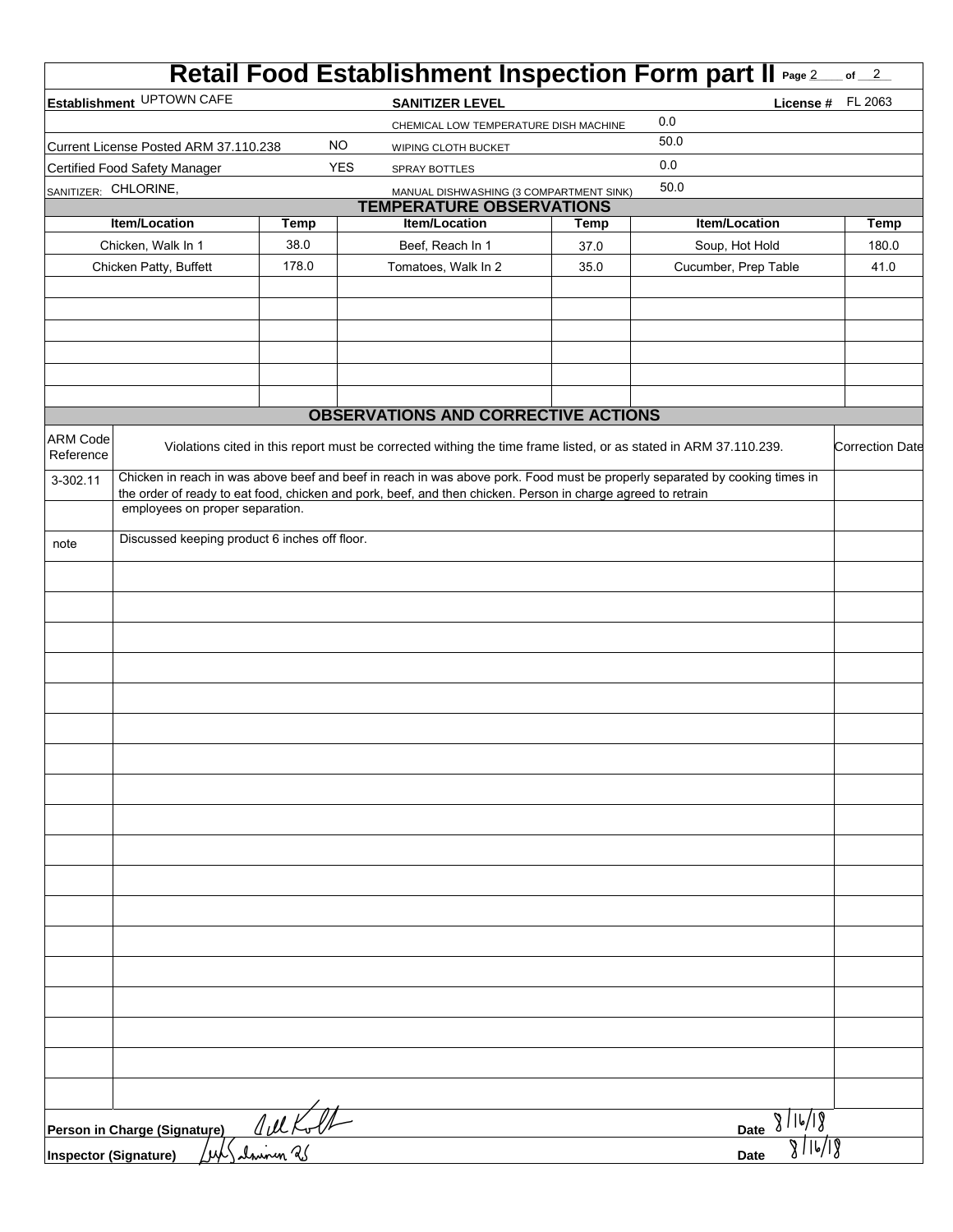# Retail Food Establishment Inspection Form part II

**Establishment** UPTOWN CAFE

**License #** FL 2063

| | | | |
|---|---|---|---|
| | | **SANITIZER LEVEL** | |
| | | CHEMICAL LOW TEMPERATURE DISH MACHINE | 0.0 |
| Current License Posted ARM 37.110.238 | NO | WIPING CLOTH BUCKET | 50.0 |
| Certified Food Safety Manager | YES | SPRAY BOTTLES | 0.0 |
| SANITIZER: CHLORINE, | | MANUAL DISHWASHING (3 COMPARTMENT SINK) | 50.0 |

## TEMPERATURE OBSERVATIONS

| Item/Location | Temp | Item/Location | Temp | Item/Location | Temp |
|---|---|---|---|---|---|
| Chicken, Walk In 1 | 38.0 | Beef, Reach In 1 | 37.0 | Soup, Hot Hold | 180.0 |
| Chicken Patty, Buffett | 178.0 | Tomatoes, Walk In 2 | 35.0 | Cucumber, Prep Table | 41.0 |

## OBSERVATIONS AND CORRECTIVE ACTIONS

| ARM Code Reference | Violations cited in this report must be corrected withing the time frame listed, or as stated in ARM 37.110.239. | Correction Date |
|---|---|---|
| 3-302.11 | Chicken in reach in was above beef and beef in reach in was above pork. Food must be properly separated by cooking times in the order of ready to eat food, chicken and pork, beef, and then chicken. Person in charge agreed to retrain employees on proper separation. | |
| note | Discussed keeping product 6 inches off floor. | |

**Person in Charge (Signature)** [signature] **Date** 8/16/18

**Inspector (Signature)** [signature] **Date** 8/16/18